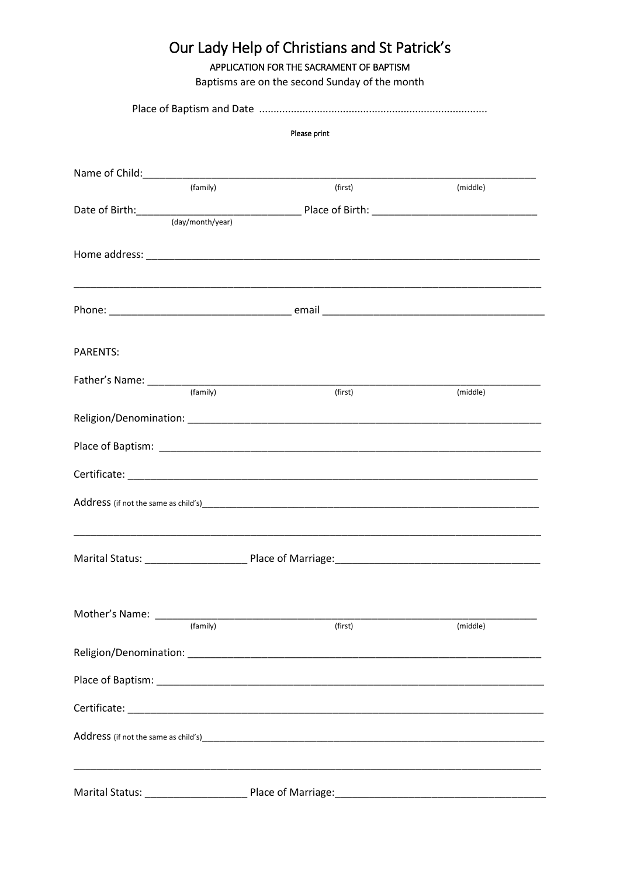# Our Lady Help of Christians and St Patrick's

APPLICATION FOR THE SACRAMENT OF BAPTISM

Baptisms are on the second Sunday of the month

Place of Baptism and Date ..............................................................................

Please print

Name of Child:_______________________________________________________________________
(family) (first) (middle)

Date of Birth:_____________________________ Place of Birth: _____________________________
(day/month/year)

Home address: _______________________________________________________________________

_____________________________________________________________________________________

Phone: _______________________________ email ______________________________________

PARENTS:

Father's Name: _______________________________________________________________________
(family) (first) (middle)

Religion/Denomination: ________________________________________________________________

Place of Baptism: _____________________________________________________________________

Certificate: __________________________________________________________________________

Address (if not the same as child's)______________________________________________________

_____________________________________________________________________________________

Marital Status: _________________ Place of Marriage:____________________________________

Mother's Name: ______________________________________________________________________
(family) (first) (middle)

Religion/Denomination: ________________________________________________________________

Place of Baptism: _____________________________________________________________________

Certificate: __________________________________________________________________________

Address (if not the same as child's)______________________________________________________

_____________________________________________________________________________________

Marital Status: _________________ Place of Marriage:____________________________________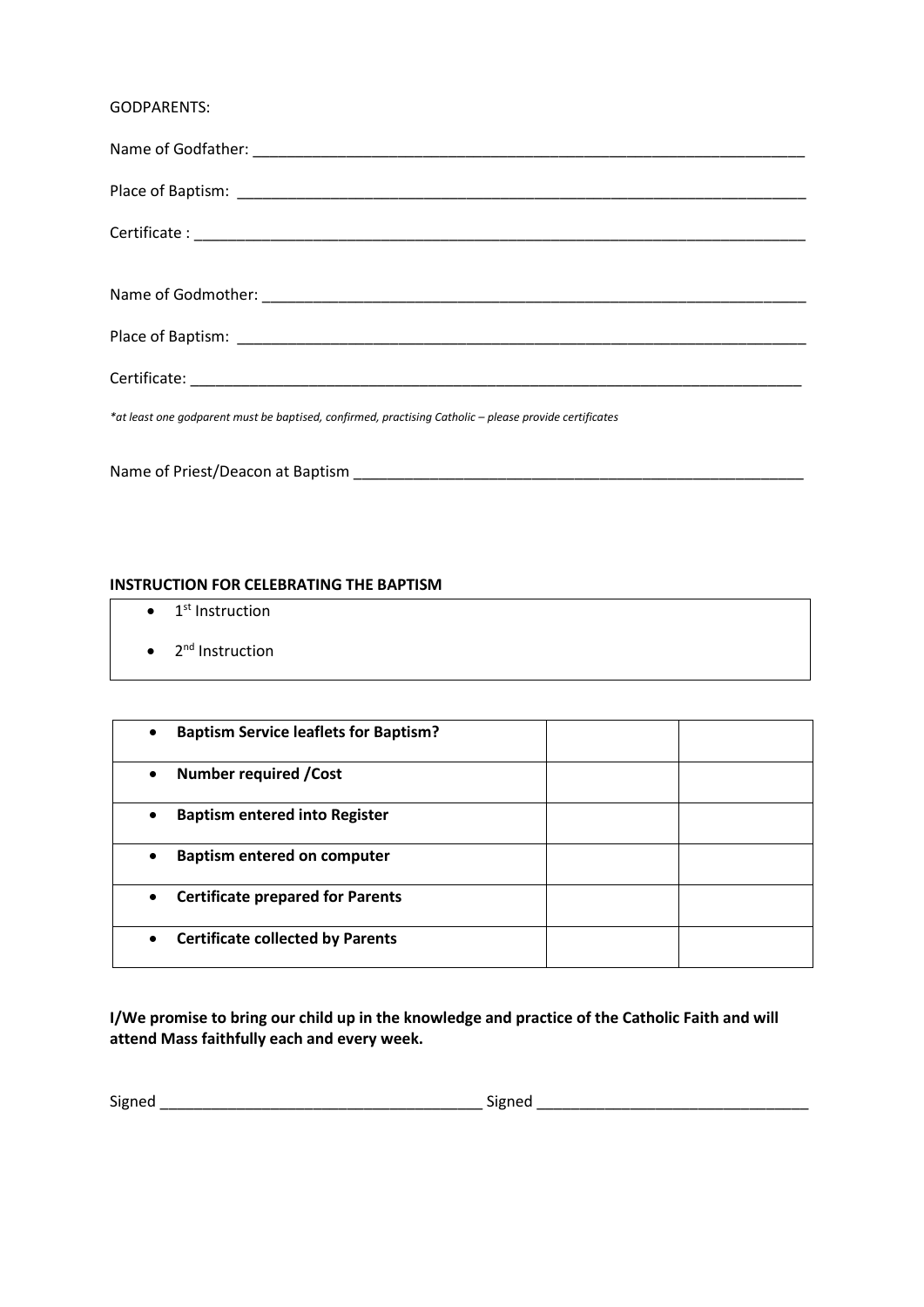GODPARENTS:

Name of Godfather: ___________________________________________________________________

Place of Baptism: ____________________________________________________________________

Certificate : ________________________________________________________________________

Name of Godmother: __________________________________________________________________

Place of Baptism: ____________________________________________________________________

Certificate: _________________________________________________________________________

*\*at least one godparent must be baptised, confirmed, practising Catholic – please provide certificates*

Name of Priest/Deacon at Baptism ______________________________________________________

**INSTRUCTION FOR CELEBRATING THE BAPTISM**

- 1st Instruction
- 2nd Instruction

| | | |
|---|---|---|
| **Baptism Service leaflets for Baptism?** | | |
| **Number required /Cost** | | |
| **Baptism entered into Register** | | |
| **Baptism entered on computer** | | |
| **Certificate prepared for Parents** | | |
| **Certificate collected by Parents** | | |

**I/We promise to bring our child up in the knowledge and practice of the Catholic Faith and will attend Mass faithfully each and every week.**

Signed _____________________________________ Signed _______________________________